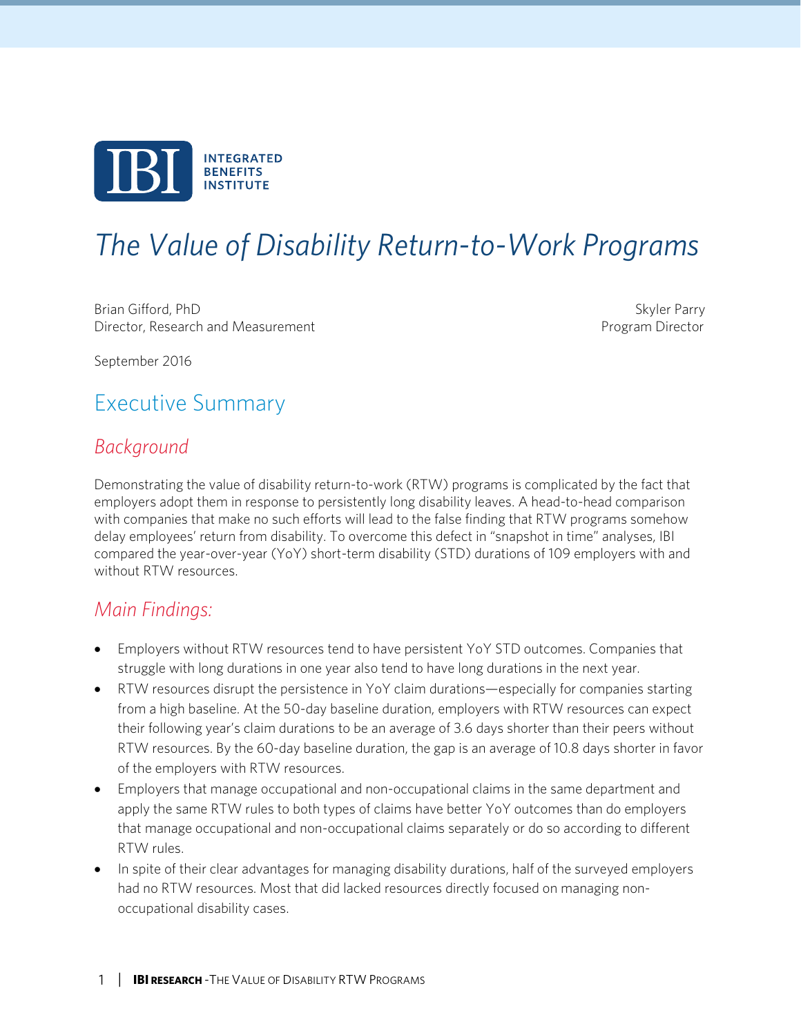INTEGRATED BENEFITS INSTITUTE

# The Value of Disability Return-to-Work Programs

Brian Gifford, PhD
Director, Research and Measurement

Skyler Parry
Program Director

September 2016

## Executive Summary

### Background

Demonstrating the value of disability return-to-work (RTW) programs is complicated by the fact that employers adopt them in response to persistently long disability leaves. A head-to-head comparison with companies that make no such efforts will lead to the false finding that RTW programs somehow delay employees' return from disability. To overcome this defect in "snapshot in time" analyses, IBI compared the year-over-year (YoY) short-term disability (STD) durations of 109 employers with and without RTW resources.

### Main Findings:

- Employers without RTW resources tend to have persistent YoY STD outcomes. Companies that struggle with long durations in one year also tend to have long durations in the next year.
- RTW resources disrupt the persistence in YoY claim durations—especially for companies starting from a high baseline. At the 50-day baseline duration, employers with RTW resources can expect their following year's claim durations to be an average of 3.6 days shorter than their peers without RTW resources. By the 60-day baseline duration, the gap is an average of 10.8 days shorter in favor of the employers with RTW resources.
- Employers that manage occupational and non-occupational claims in the same department and apply the same RTW rules to both types of claims have better YoY outcomes than do employers that manage occupational and non-occupational claims separately or do so according to different RTW rules.
- In spite of their clear advantages for managing disability durations, half of the surveyed employers had no RTW resources. Most that did lacked resources directly focused on managing non-occupational disability cases.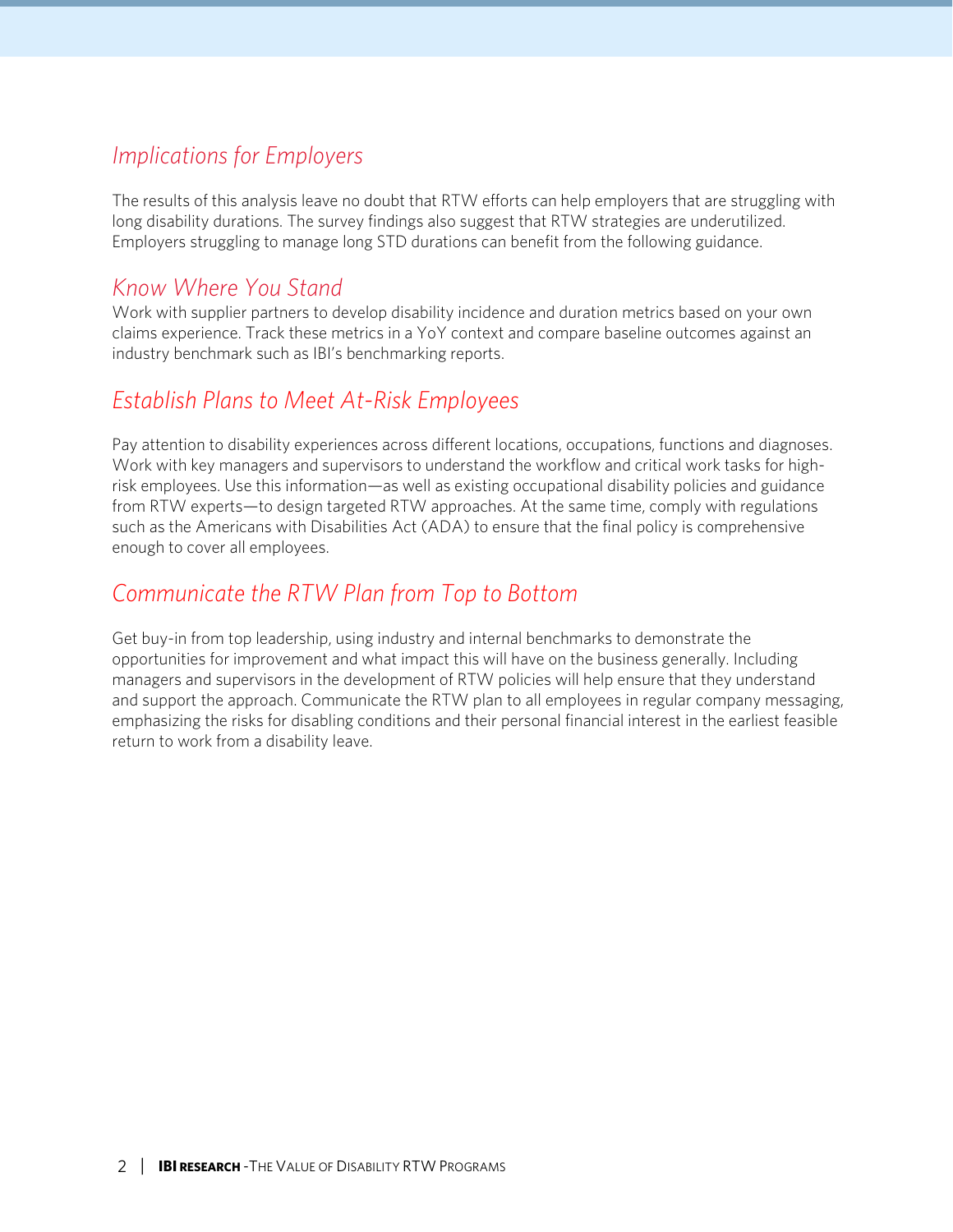## *Implications for Employers*

The results of this analysis leave no doubt that RTW efforts can help employers that are struggling with long disability durations. The survey findings also suggest that RTW strategies are underutilized. Employers struggling to manage long STD durations can benefit from the following guidance.

## *Know Where You Stand*

Work with supplier partners to develop disability incidence and duration metrics based on your own claims experience. Track these metrics in a YoY context and compare baseline outcomes against an industry benchmark such as IBI's benchmarking reports.

## *Establish Plans to Meet At-Risk Employees*

Pay attention to disability experiences across different locations, occupations, functions and diagnoses. Work with key managers and supervisors to understand the workflow and critical work tasks for high-risk employees. Use this information—as well as existing occupational disability policies and guidance from RTW experts—to design targeted RTW approaches. At the same time, comply with regulations such as the Americans with Disabilities Act (ADA) to ensure that the final policy is comprehensive enough to cover all employees.

## *Communicate the RTW Plan from Top to Bottom*

Get buy-in from top leadership, using industry and internal benchmarks to demonstrate the opportunities for improvement and what impact this will have on the business generally. Including managers and supervisors in the development of RTW policies will help ensure that they understand and support the approach. Communicate the RTW plan to all employees in regular company messaging, emphasizing the risks for disabling conditions and their personal financial interest in the earliest feasible return to work from a disability leave.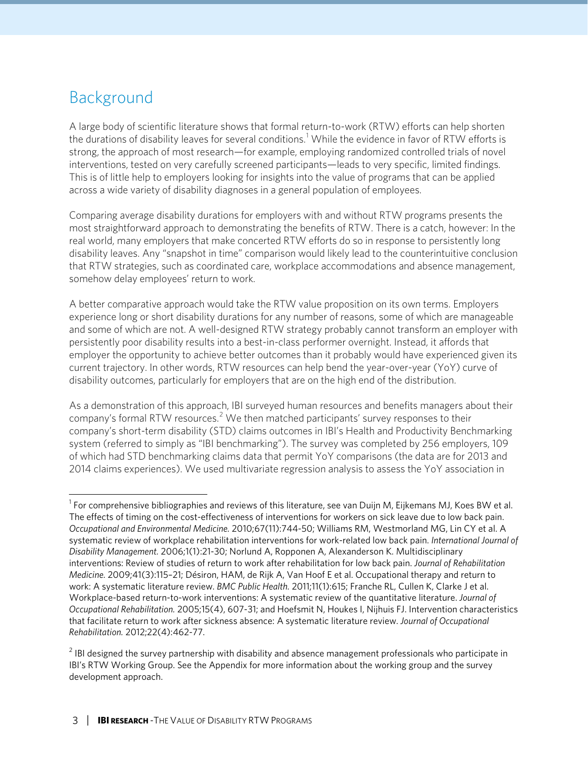## Background

A large body of scientific literature shows that formal return-to-work (RTW) efforts can help shorten the durations of disability leaves for several conditions.[1] While the evidence in favor of RTW efforts is strong, the approach of most research—for example, employing randomized controlled trials of novel interventions, tested on very carefully screened participants—leads to very specific, limited findings. This is of little help to employers looking for insights into the value of programs that can be applied across a wide variety of disability diagnoses in a general population of employees.

Comparing average disability durations for employers with and without RTW programs presents the most straightforward approach to demonstrating the benefits of RTW. There is a catch, however: In the real world, many employers that make concerted RTW efforts do so in response to persistently long disability leaves. Any "snapshot in time" comparison would likely lead to the counterintuitive conclusion that RTW strategies, such as coordinated care, workplace accommodations and absence management, somehow delay employees' return to work.

A better comparative approach would take the RTW value proposition on its own terms. Employers experience long or short disability durations for any number of reasons, some of which are manageable and some of which are not. A well-designed RTW strategy probably cannot transform an employer with persistently poor disability results into a best-in-class performer overnight. Instead, it affords that employer the opportunity to achieve better outcomes than it probably would have experienced given its current trajectory. In other words, RTW resources can help bend the year-over-year (YoY) curve of disability outcomes, particularly for employers that are on the high end of the distribution.

As a demonstration of this approach, IBI surveyed human resources and benefits managers about their company's formal RTW resources.[2] We then matched participants' survey responses to their company's short-term disability (STD) claims outcomes in IBI's Health and Productivity Benchmarking system (referred to simply as "IBI benchmarking"). The survey was completed by 256 employers, 109 of which had STD benchmarking claims data that permit YoY comparisons (the data are for 2013 and 2014 claims experiences). We used multivariate regression analysis to assess the YoY association in

---

[1] For comprehensive bibliographies and reviews of this literature, see van Duijn M, Eijkemans MJ, Koes BW et al. The effects of timing on the cost-effectiveness of interventions for workers on sick leave due to low back pain. *Occupational and Environmental Medicine.* 2010;67(11):744-50; Williams RM, Westmorland MG, Lin CY et al. A systematic review of workplace rehabilitation interventions for work-related low back pain. *International Journal of Disability Management.* 2006;1(1):21-30; Norlund A, Ropponen A, Alexanderson K. Multidisciplinary interventions: Review of studies of return to work after rehabilitation for low back pain. *Journal of Rehabilitation Medicine.* 2009;41(3):115–21; Désiron, HAM, de Rijk A, Van Hoof E et al. Occupational therapy and return to work: A systematic literature review. *BMC Public Health.* 2011;11(1):615; Franche RL, Cullen K, Clarke J et al. Workplace-based return-to-work interventions: A systematic review of the quantitative literature. *Journal of Occupational Rehabilitation.* 2005;15(4), 607-31; and Hoefsmit N, Houkes I, Nijhuis FJ. Intervention characteristics that facilitate return to work after sickness absence: A systematic literature review. *Journal of Occupational Rehabilitation.* 2012;22(4):462-77.

[2] IBI designed the survey partnership with disability and absence management professionals who participate in IBI's RTW Working Group. See the Appendix for more information about the working group and the survey development approach.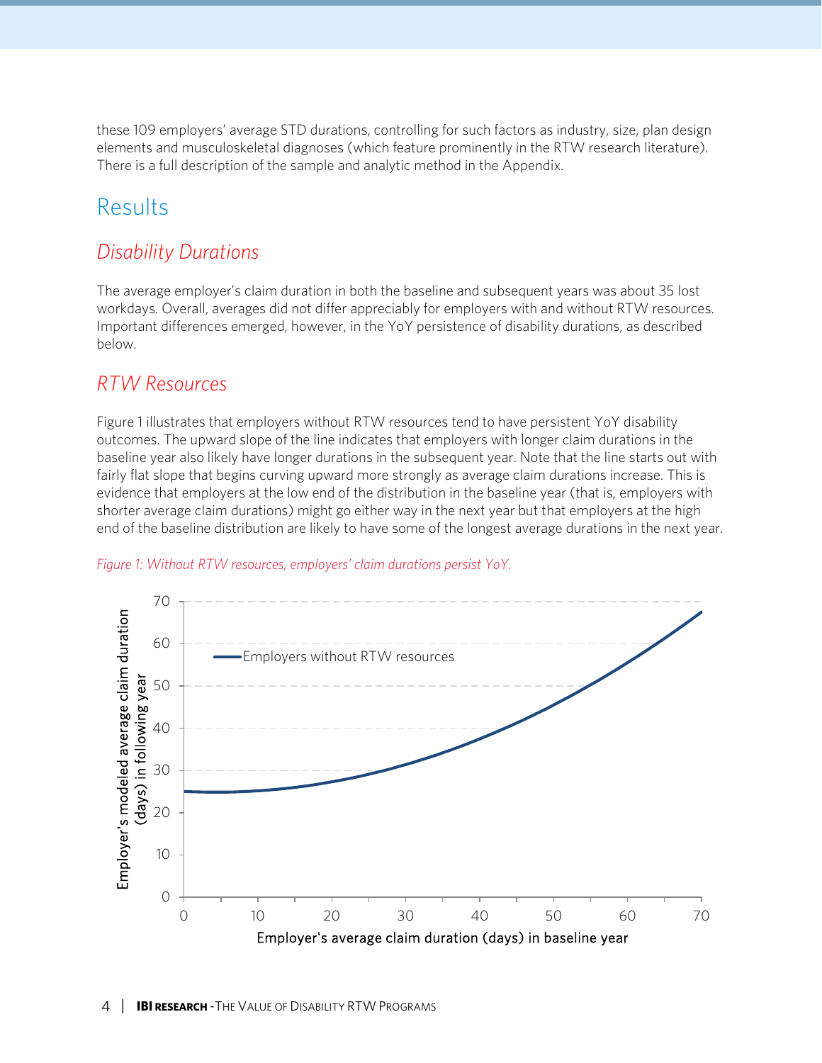these 109 employers' average STD durations, controlling for such factors as industry, size, plan design elements and musculoskeletal diagnoses (which feature prominently in the RTW research literature). There is a full description of the sample and analytic method in the Appendix.

## Results

### *Disability Durations*

The average employer's claim duration in both the baseline and subsequent years was about 35 lost workdays. Overall, averages did not differ appreciably for employers with and without RTW resources. Important differences emerged, however, in the YoY persistence of disability durations, as described below.

### *RTW Resources*

Figure 1 illustrates that employers without RTW resources tend to have persistent YoY disability outcomes. The upward slope of the line indicates that employers with longer claim durations in the baseline year also likely have longer durations in the subsequent year. Note that the line starts out with fairly flat slope that begins curving upward more strongly as average claim durations increase. This is evidence that employers at the low end of the distribution in the baseline year (that is, employers with shorter average claim durations) might go either way in the next year but that employers at the high end of the baseline distribution are likely to have some of the longest average durations in the next year.

*Figure 1: Without RTW resources, employers' claim durations persist YoY.*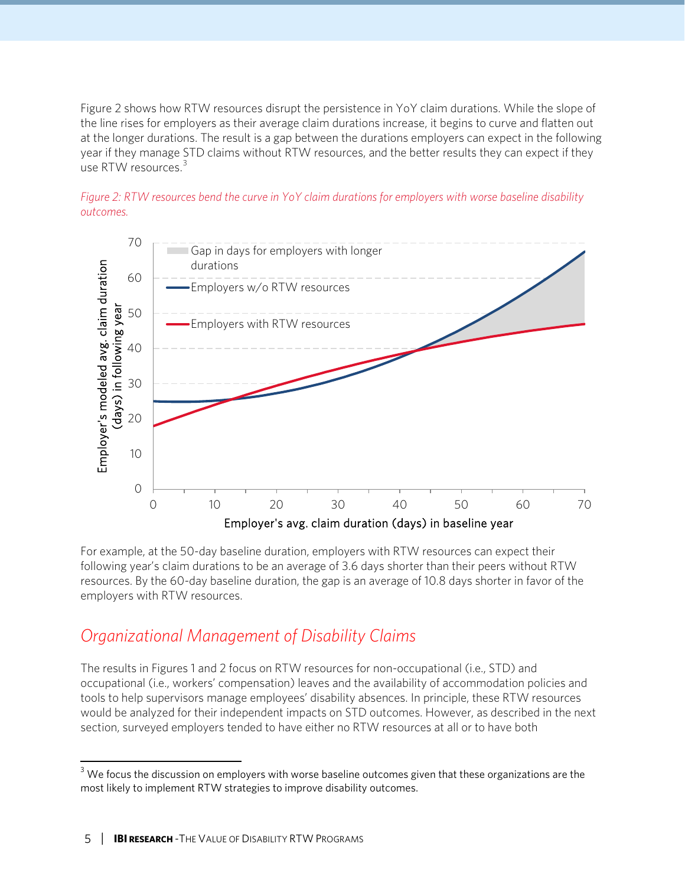Figure 2 shows how RTW resources disrupt the persistence in YoY claim durations. While the slope of the line rises for employers as their average claim durations increase, it begins to curve and flatten out at the longer durations. The result is a gap between the durations employers can expect in the following year if they manage STD claims without RTW resources, and the better results they can expect if they use RTW resources.[3]

*Figure 2: RTW resources bend the curve in YoY claim durations for employers with worse baseline disability outcomes.*

For example, at the 50-day baseline duration, employers with RTW resources can expect their following year's claim durations to be an average of 3.6 days shorter than their peers without RTW resources. By the 60-day baseline duration, the gap is an average of 10.8 days shorter in favor of the employers with RTW resources.

## *Organizational Management of Disability Claims*

The results in Figures 1 and 2 focus on RTW resources for non-occupational (i.e., STD) and occupational (i.e., workers' compensation) leaves and the availability of accommodation policies and tools to help supervisors manage employees' disability absences. In principle, these RTW resources would be analyzed for their independent impacts on STD outcomes. However, as described in the next section, surveyed employers tended to have either no RTW resources at all or to have both

---

[3] We focus the discussion on employers with worse baseline outcomes given that these organizations are the most likely to implement RTW strategies to improve disability outcomes.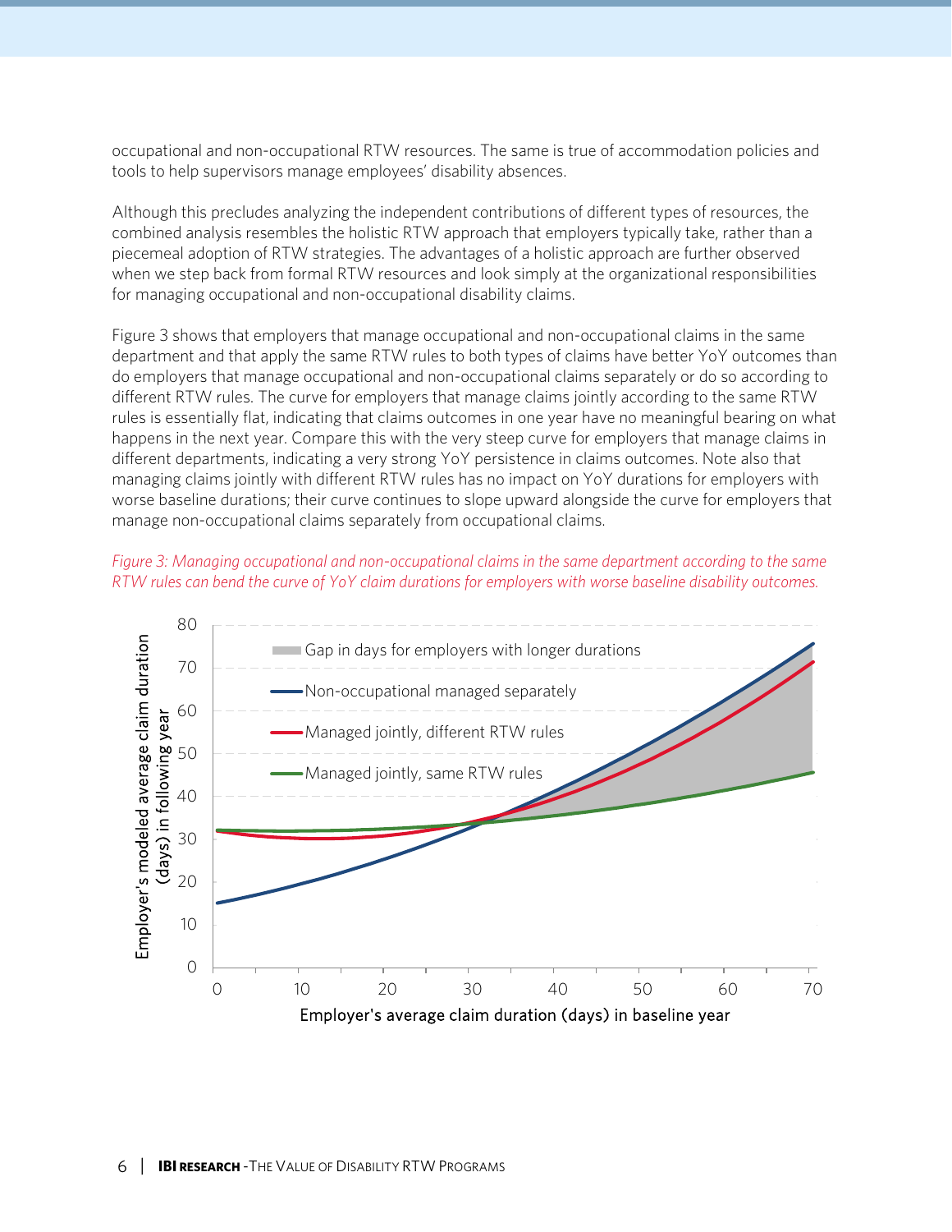occupational and non-occupational RTW resources. The same is true of accommodation policies and tools to help supervisors manage employees' disability absences.

Although this precludes analyzing the independent contributions of different types of resources, the combined analysis resembles the holistic RTW approach that employers typically take, rather than a piecemeal adoption of RTW strategies. The advantages of a holistic approach are further observed when we step back from formal RTW resources and look simply at the organizational responsibilities for managing occupational and non-occupational disability claims.

Figure 3 shows that employers that manage occupational and non-occupational claims in the same department and that apply the same RTW rules to both types of claims have better YoY outcomes than do employers that manage occupational and non-occupational claims separately or do so according to different RTW rules. The curve for employers that manage claims jointly according to the same RTW rules is essentially flat, indicating that claims outcomes in one year have no meaningful bearing on what happens in the next year. Compare this with the very steep curve for employers that manage claims in different departments, indicating a very strong YoY persistence in claims outcomes. Note also that managing claims jointly with different RTW rules has no impact on YoY durations for employers with worse baseline durations; their curve continues to slope upward alongside the curve for employers that manage non-occupational claims separately from occupational claims.

*Figure 3: Managing occupational and non-occupational claims in the same department according to the same RTW rules can bend the curve of YoY claim durations for employers with worse baseline disability outcomes.*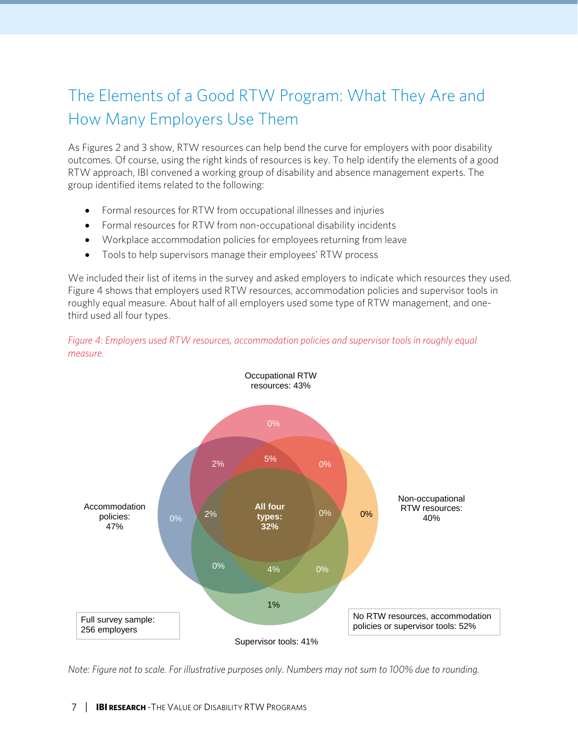# The Elements of a Good RTW Program: What They Are and How Many Employers Use Them

As Figures 2 and 3 show, RTW resources can help bend the curve for employers with poor disability outcomes. Of course, using the right kinds of resources is key. To help identify the elements of a good RTW approach, IBI convened a working group of disability and absence management experts. The group identified items related to the following:

- Formal resources for RTW from occupational illnesses and injuries
- Formal resources for RTW from non-occupational disability incidents
- Workplace accommodation policies for employees returning from leave
- Tools to help supervisors manage their employees' RTW process

We included their list of items in the survey and asked employers to indicate which resources they used. Figure 4 shows that employers used RTW resources, accommodation policies and supervisor tools in roughly equal measure. About half of all employers used some type of RTW management, and one-third used all four types.

*Figure 4: Employers used RTW resources, accommodation policies and supervisor tools in roughly equal measure.*

Occupational RTW resources: 43%

Accommodation policies: 47%

Non-occupational RTW resources: 40%

Supervisor tools: 41%

All four types: 32%

Full survey sample: 256 employers

No RTW resources, accommodation policies or supervisor tools: 52%

*Note: Figure not to scale. For illustrative purposes only. Numbers may not sum to 100% due to rounding.*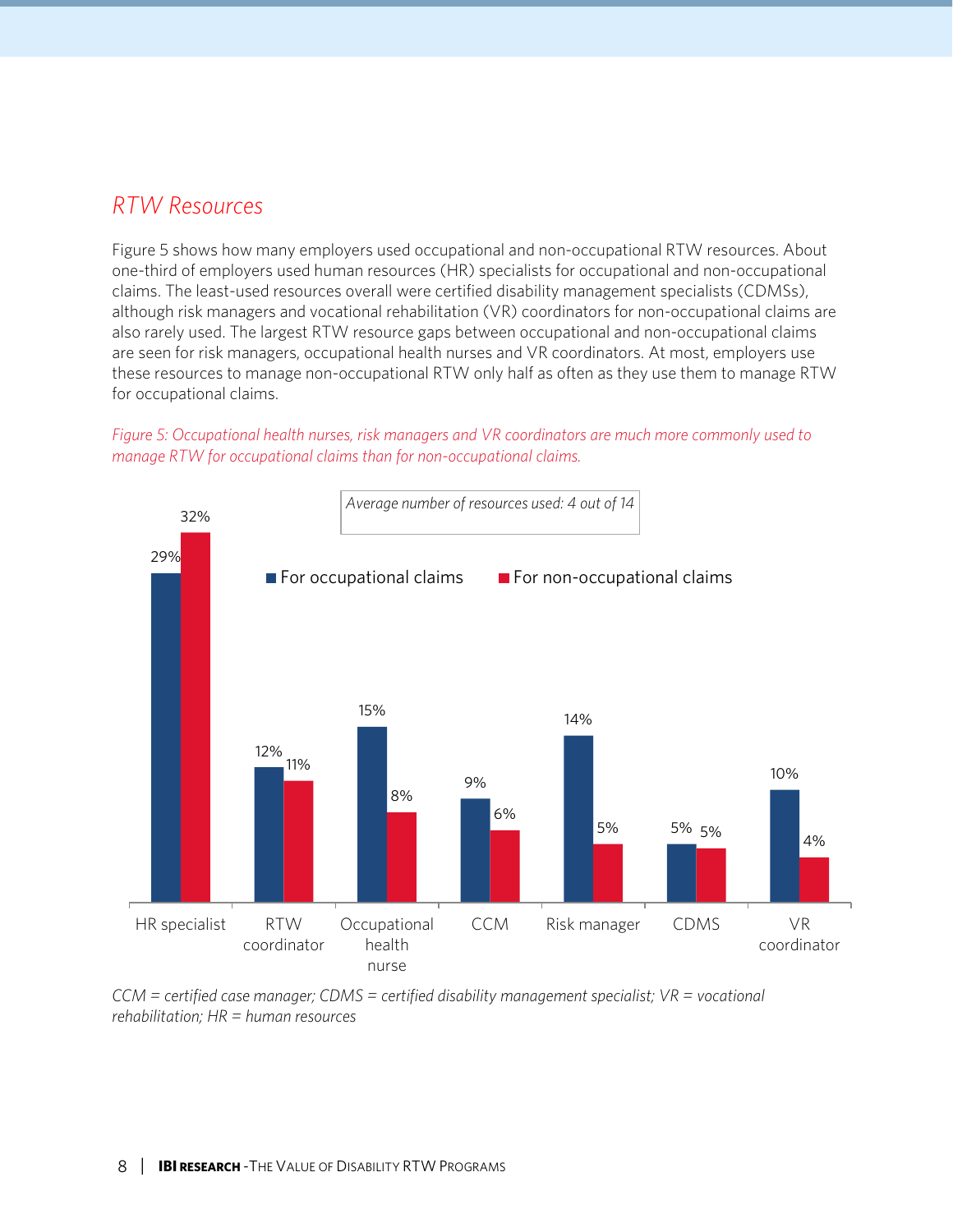## RTW Resources

Figure 5 shows how many employers used occupational and non-occupational RTW resources. About one-third of employers used human resources (HR) specialists for occupational and non-occupational claims. The least-used resources overall were certified disability management specialists (CDMSs), although risk managers and vocational rehabilitation (VR) coordinators for non-occupational claims are also rarely used. The largest RTW resource gaps between occupational and non-occupational claims are seen for risk managers, occupational health nurses and VR coordinators. At most, employers use these resources to manage non-occupational RTW only half as often as they use them to manage RTW for occupational claims.

*Figure 5: Occupational health nurses, risk managers and VR coordinators are much more commonly used to manage RTW for occupational claims than for non-occupational claims.*

*Average number of resources used: 4 out of 14*

| Resource | For occupational claims | For non-occupational claims |
|---|---|---|
| HR specialist | 29% | 32% |
| RTW coordinator | 12% | 11% |
| Occupational health nurse | 15% | 8% |
| CCM | 9% | 6% |
| Risk manager | 14% | 5% |
| CDMS | 5% | 5% |
| VR coordinator | 10% | 4% |

*CCM = certified case manager; CDMS = certified disability management specialist; VR = vocational rehabilitation; HR = human resources*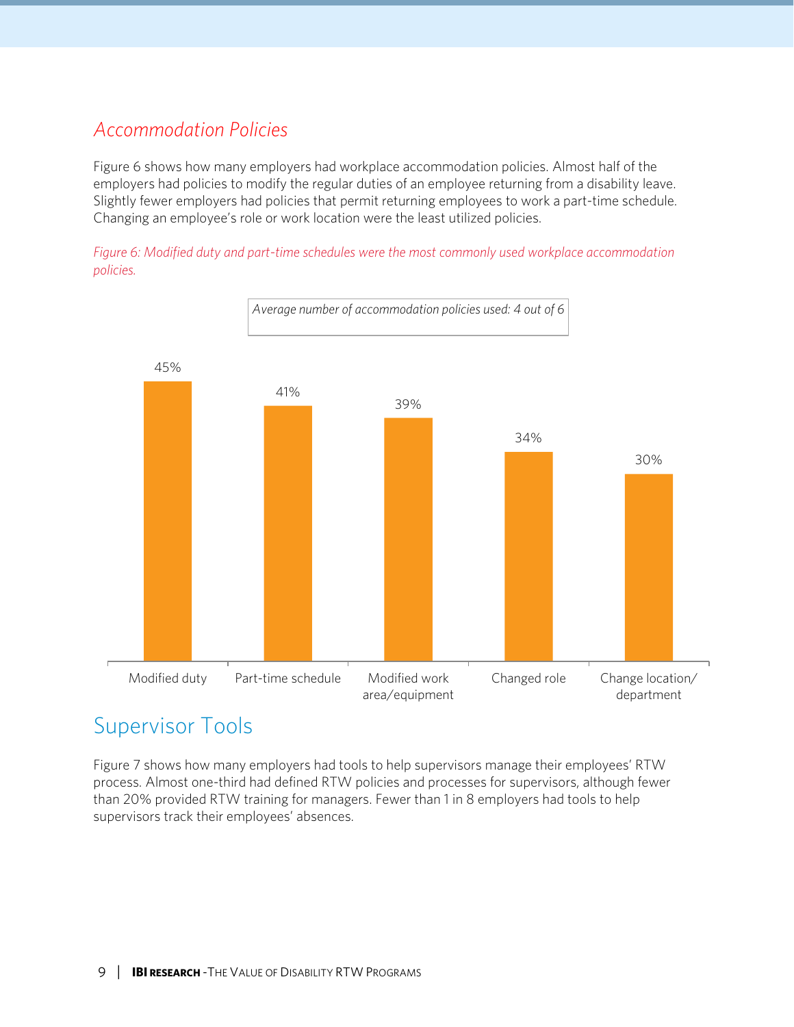## *Accommodation Policies*

Figure 6 shows how many employers had workplace accommodation policies. Almost half of the employers had policies to modify the regular duties of an employee returning from a disability leave. Slightly fewer employers had policies that permit returning employees to work a part-time schedule. Changing an employee's role or work location were the least utilized policies.

*Figure 6: Modified duty and part-time schedules were the most commonly used workplace accommodation policies.*

*Average number of accommodation policies used: 4 out of 6*

| Policy | Percentage |
|---|---|
| Modified duty | 45% |
| Part-time schedule | 41% |
| Modified work area/equipment | 39% |
| Changed role | 34% |
| Change location/ department | 30% |

## Supervisor Tools

Figure 7 shows how many employers had tools to help supervisors manage their employees' RTW process. Almost one-third had defined RTW policies and processes for supervisors, although fewer than 20% provided RTW training for managers. Fewer than 1 in 8 employers had tools to help supervisors track their employees' absences.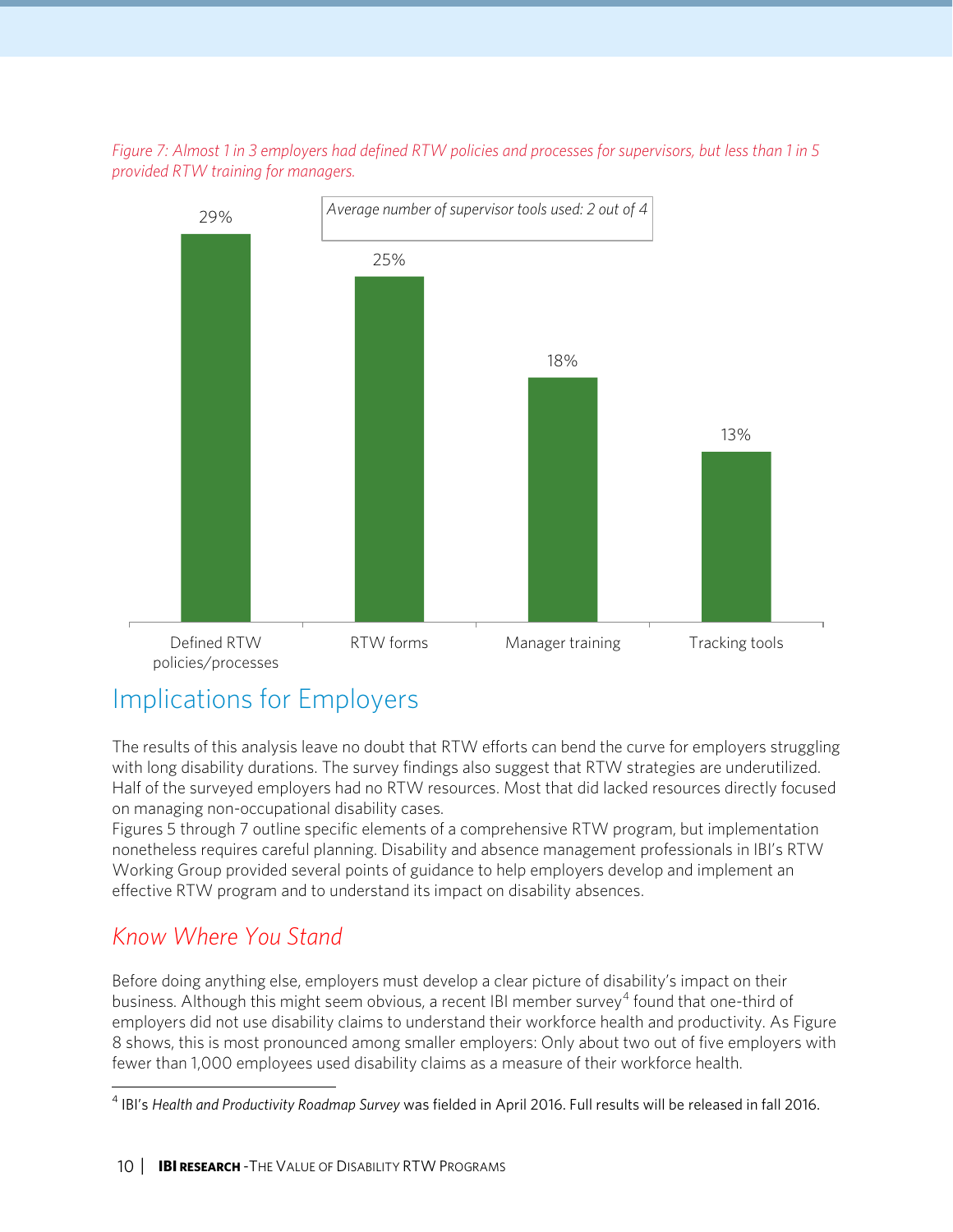*Figure 7: Almost 1 in 3 employers had defined RTW policies and processes for supervisors, but less than 1 in 5 provided RTW training for managers.*

*Average number of supervisor tools used: 2 out of 4*

| Tool | Percent |
|---|---|
| Defined RTW policies/processes | 29% |
| RTW forms | 25% |
| Manager training | 18% |
| Tracking tools | 13% |

## Implications for Employers

The results of this analysis leave no doubt that RTW efforts can bend the curve for employers struggling with long disability durations. The survey findings also suggest that RTW strategies are underutilized. Half of the surveyed employers had no RTW resources. Most that did lacked resources directly focused on managing non-occupational disability cases.

Figures 5 through 7 outline specific elements of a comprehensive RTW program, but implementation nonetheless requires careful planning. Disability and absence management professionals in IBI's RTW Working Group provided several points of guidance to help employers develop and implement an effective RTW program and to understand its impact on disability absences.

### *Know Where You Stand*

Before doing anything else, employers must develop a clear picture of disability's impact on their business. Although this might seem obvious, a recent IBI member survey[4] found that one-third of employers did not use disability claims to understand their workforce health and productivity. As Figure 8 shows, this is most pronounced among smaller employers: Only about two out of five employers with fewer than 1,000 employees used disability claims as a measure of their workforce health.

[4] IBI's *Health and Productivity Roadmap Survey* was fielded in April 2016. Full results will be released in fall 2016.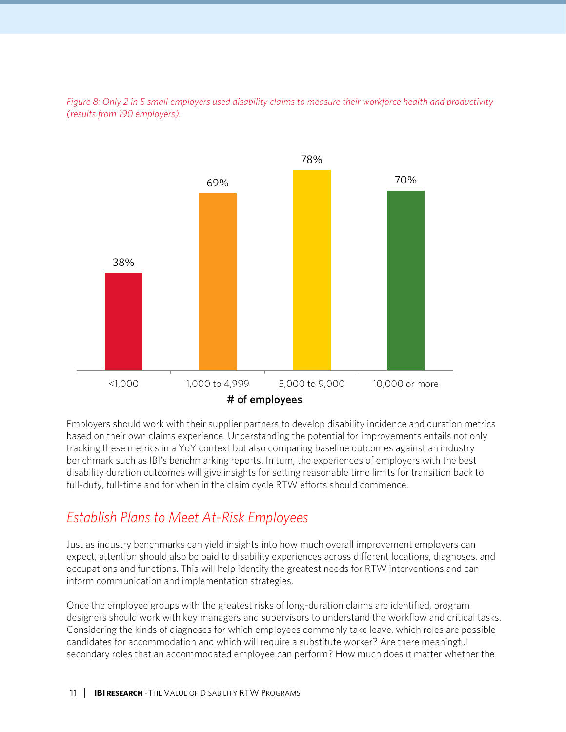*Figure 8: Only 2 in 5 small employers used disability claims to measure their workforce health and productivity (results from 190 employers).*

| # of employees | Percentage |
|---|---|
| <1,000 | 38% |
| 1,000 to 4,999 | 69% |
| 5,000 to 9,000 | 78% |
| 10,000 or more | 70% |

Employers should work with their supplier partners to develop disability incidence and duration metrics based on their own claims experience. Understanding the potential for improvements entails not only tracking these metrics in a YoY context but also comparing baseline outcomes against an industry benchmark such as IBI's benchmarking reports. In turn, the experiences of employers with the best disability duration outcomes will give insights for setting reasonable time limits for transition back to full-duty, full-time and for when in the claim cycle RTW efforts should commence.

## *Establish Plans to Meet At-Risk Employees*

Just as industry benchmarks can yield insights into how much overall improvement employers can expect, attention should also be paid to disability experiences across different locations, diagnoses, and occupations and functions. This will help identify the greatest needs for RTW interventions and can inform communication and implementation strategies.

Once the employee groups with the greatest risks of long-duration claims are identified, program designers should work with key managers and supervisors to understand the workflow and critical tasks. Considering the kinds of diagnoses for which employees commonly take leave, which roles are possible candidates for accommodation and which will require a substitute worker? Are there meaningful secondary roles that an accommodated employee can perform? How much does it matter whether the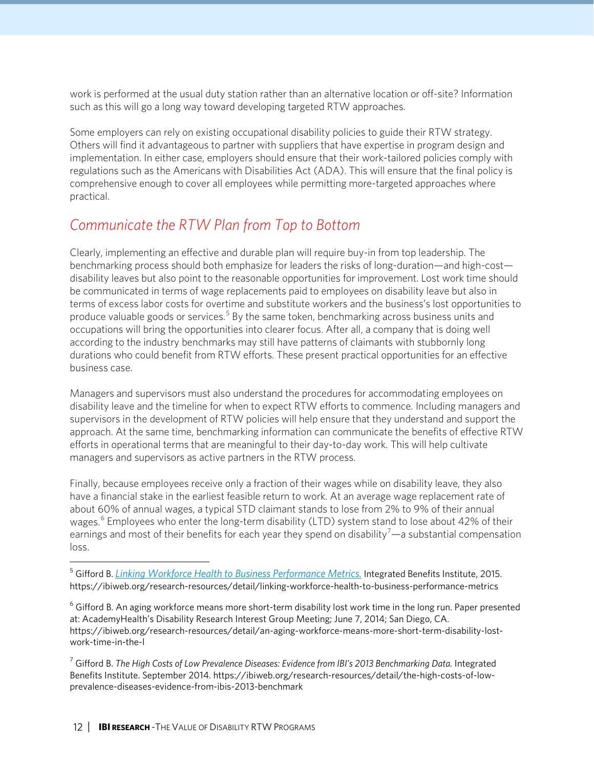work is performed at the usual duty station rather than an alternative location or off-site? Information such as this will go a long way toward developing targeted RTW approaches.

Some employers can rely on existing occupational disability policies to guide their RTW strategy. Others will find it advantageous to partner with suppliers that have expertise in program design and implementation. In either case, employers should ensure that their work-tailored policies comply with regulations such as the Americans with Disabilities Act (ADA). This will ensure that the final policy is comprehensive enough to cover all employees while permitting more-targeted approaches where practical.

## *Communicate the RTW Plan from Top to Bottom*

Clearly, implementing an effective and durable plan will require buy-in from top leadership. The benchmarking process should both emphasize for leaders the risks of long-duration—and high-cost—disability leaves but also point to the reasonable opportunities for improvement. Lost work time should be communicated in terms of wage replacements paid to employees on disability leave but also in terms of excess labor costs for overtime and substitute workers and the business's lost opportunities to produce valuable goods or services.[5] By the same token, benchmarking across business units and occupations will bring the opportunities into clearer focus. After all, a company that is doing well according to the industry benchmarks may still have patterns of claimants with stubbornly long durations who could benefit from RTW efforts. These present practical opportunities for an effective business case.

Managers and supervisors must also understand the procedures for accommodating employees on disability leave and the timeline for when to expect RTW efforts to commence. Including managers and supervisors in the development of RTW policies will help ensure that they understand and support the approach. At the same time, benchmarking information can communicate the benefits of effective RTW efforts in operational terms that are meaningful to their day-to-day work. This will help cultivate managers and supervisors as active partners in the RTW process.

Finally, because employees receive only a fraction of their wages while on disability leave, they also have a financial stake in the earliest feasible return to work. At an average wage replacement rate of about 60% of annual wages, a typical STD claimant stands to lose from 2% to 9% of their annual wages.[6] Employees who enter the long-term disability (LTD) system stand to lose about 42% of their earnings and most of their benefits for each year they spend on disability[7]—a substantial compensation loss.

---

[5] Gifford B. [*Linking Workforce Health to Business Performance Metrics.*](https://ibiweb.org/research-resources/detail/linking-workforce-health-to-business-performance-metrics) Integrated Benefits Institute, 2015. https://ibiweb.org/research-resources/detail/linking-workforce-health-to-business-performance-metrics

[6] Gifford B. An aging workforce means more short-term disability lost work time in the long run. Paper presented at: AcademyHealth's Disability Research Interest Group Meeting; June 7, 2014; San Diego, CA. https://ibiweb.org/research-resources/detail/an-aging-workforce-means-more-short-term-disability-lost-work-time-in-the-l

[7] Gifford B. *The High Costs of Low Prevalence Diseases: Evidence from IBI's 2013 Benchmarking Data.* Integrated Benefits Institute. September 2014. https://ibiweb.org/research-resources/detail/the-high-costs-of-low-prevalence-diseases-evidence-from-ibis-2013-benchmark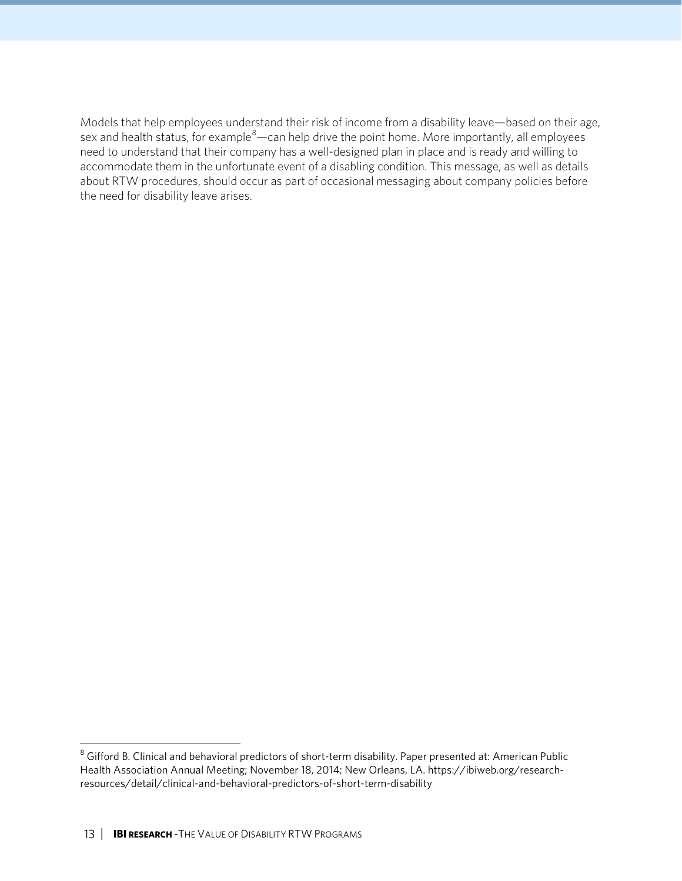Models that help employees understand their risk of income from a disability leave—based on their age, sex and health status, for example[8]—can help drive the point home. More importantly, all employees need to understand that their company has a well-designed plan in place and is ready and willing to accommodate them in the unfortunate event of a disabling condition. This message, as well as details about RTW procedures, should occur as part of occasional messaging about company policies before the need for disability leave arises.

[8] Gifford B. Clinical and behavioral predictors of short-term disability. Paper presented at: American Public Health Association Annual Meeting; November 18, 2014; New Orleans, LA. https://ibiweb.org/research-resources/detail/clinical-and-behavioral-predictors-of-short-term-disability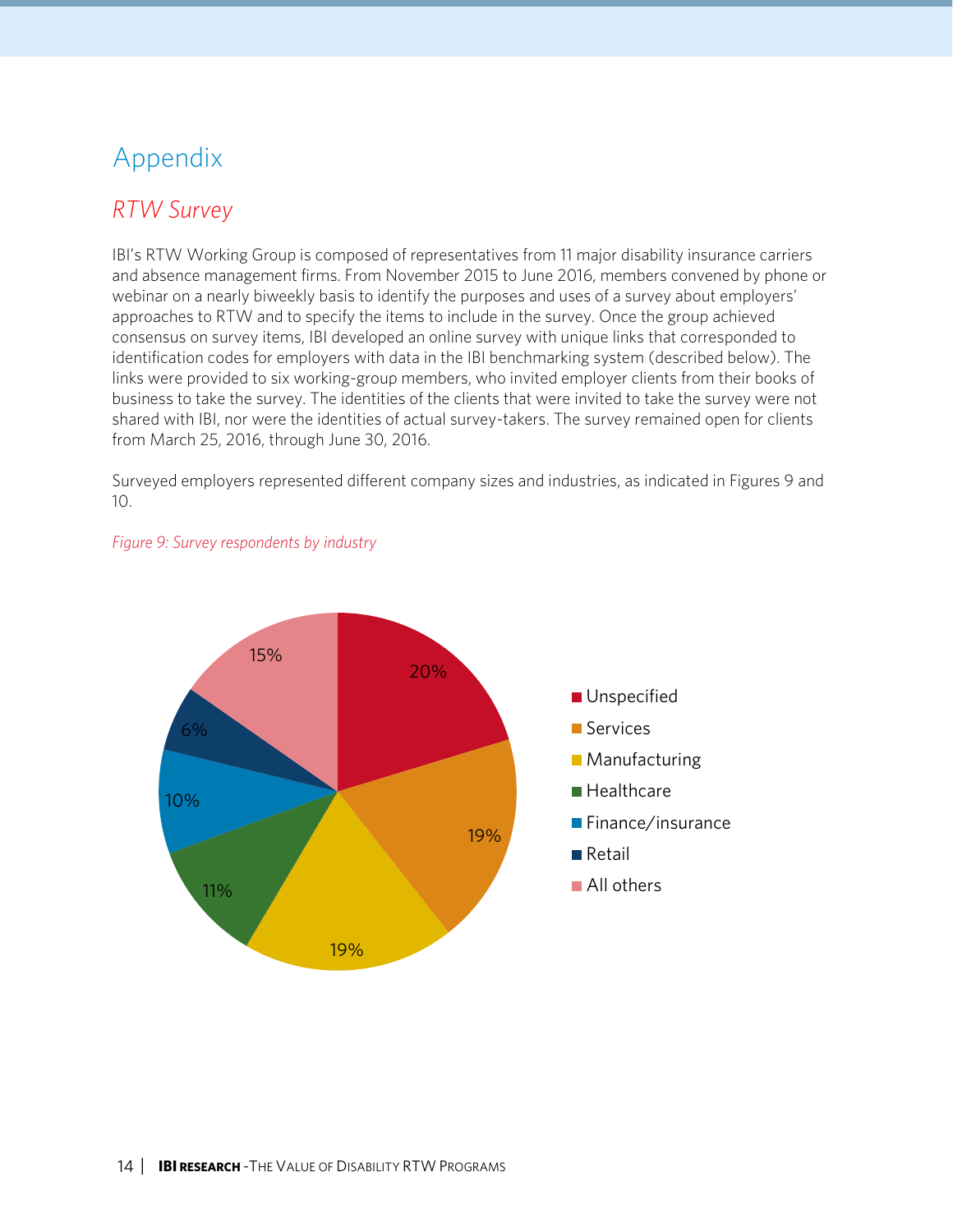# Appendix

## *RTW Survey*

IBI's RTW Working Group is composed of representatives from 11 major disability insurance carriers and absence management firms. From November 2015 to June 2016, members convened by phone or webinar on a nearly biweekly basis to identify the purposes and uses of a survey about employers' approaches to RTW and to specify the items to include in the survey. Once the group achieved consensus on survey items, IBI developed an online survey with unique links that corresponded to identification codes for employers with data in the IBI benchmarking system (described below). The links were provided to six working-group members, who invited employer clients from their books of business to take the survey. The identities of the clients that were invited to take the survey were not shared with IBI, nor were the identities of actual survey-takers. The survey remained open for clients from March 25, 2016, through June 30, 2016.

Surveyed employers represented different company sizes and industries, as indicated in Figures 9 and 10.

*Figure 9: Survey respondents by industry*

| Industry | Share |
| --- | --- |
| Unspecified | 20% |
| Services | 19% |
| Manufacturing | 19% |
| Healthcare | 11% |
| Finance/insurance | 10% |
| Retail | 6% |
| All others | 15% |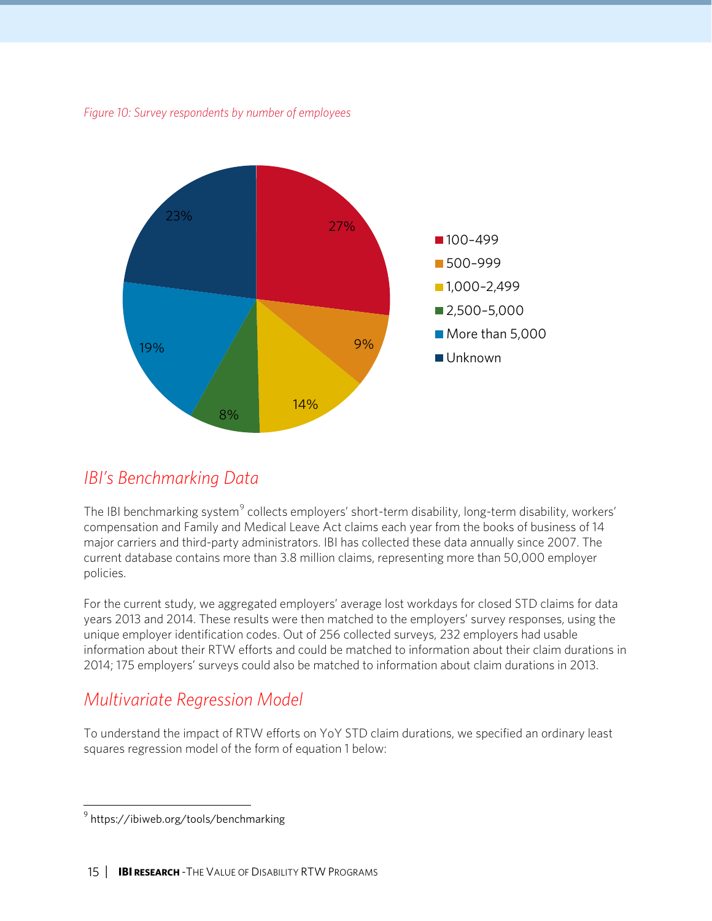*Figure 10: Survey respondents by number of employees*

| Number of employees | Share of respondents |
|---|---|
| 100–499 | 27% |
| 500–999 | 9% |
| 1,000–2,499 | 14% |
| 2,500–5,000 | 8% |
| More than 5,000 | 19% |
| Unknown | 23% |

## *IBI's Benchmarking Data*

The IBI benchmarking system[9] collects employers' short-term disability, long-term disability, workers' compensation and Family and Medical Leave Act claims each year from the books of business of 14 major carriers and third-party administrators. IBI has collected these data annually since 2007. The current database contains more than 3.8 million claims, representing more than 50,000 employer policies.

For the current study, we aggregated employers' average lost workdays for closed STD claims for data years 2013 and 2014. These results were then matched to the employers' survey responses, using the unique employer identification codes. Out of 256 collected surveys, 232 employers had usable information about their RTW efforts and could be matched to information about their claim durations in 2014; 175 employers' surveys could also be matched to information about claim durations in 2013.

## *Multivariate Regression Model*

To understand the impact of RTW efforts on YoY STD claim durations, we specified an ordinary least squares regression model of the form of equation 1 below:

[9] https://ibiweb.org/tools/benchmarking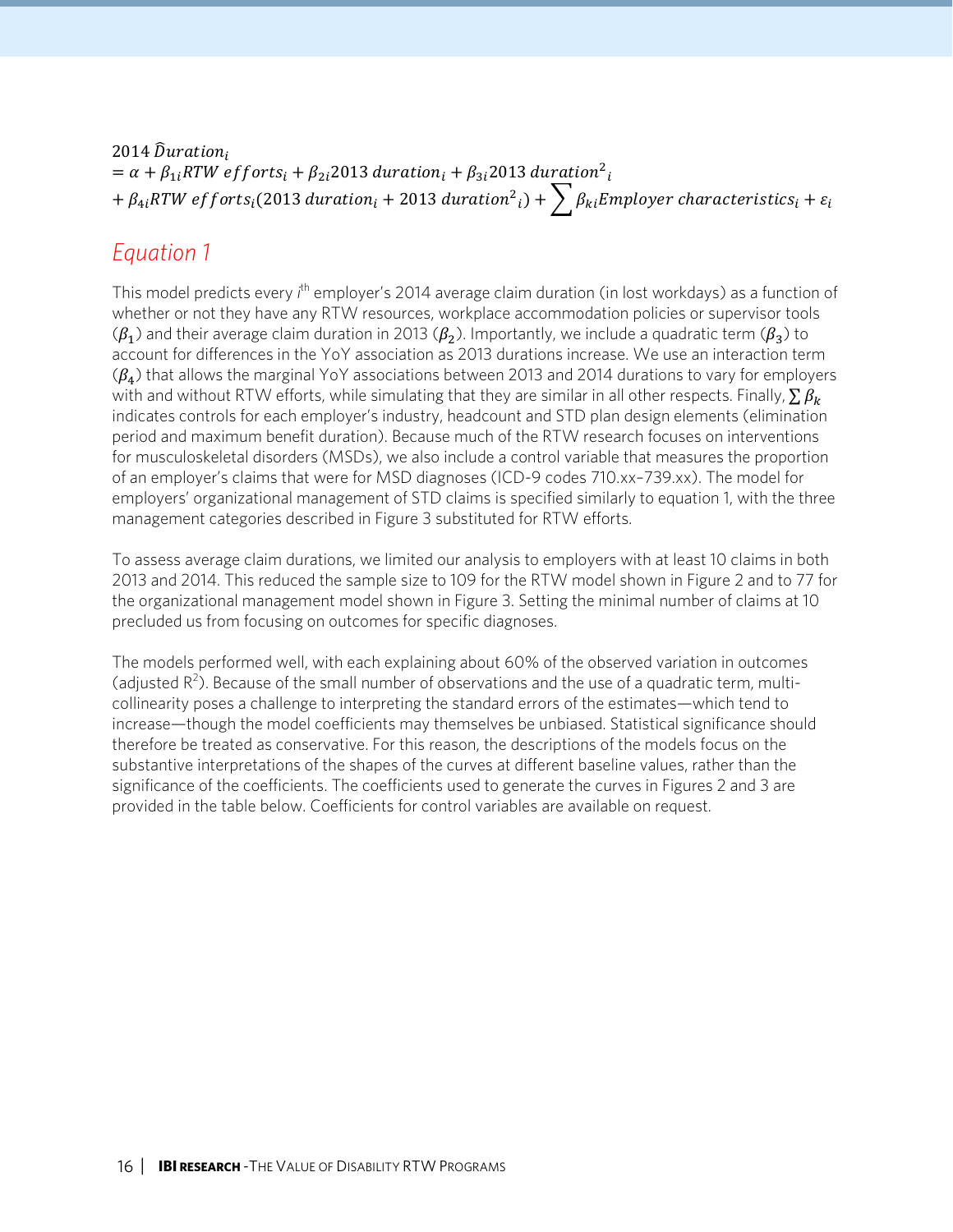$$
\begin{aligned}
2014\ \widehat{Duration}_i &= \alpha + \beta_{1i} RTW\ efforts_i + \beta_{2i} 2013\ duration_i + \beta_{3i} 2013\ duration^2{}_i \\
&+ \beta_{4i} RTW\ efforts_i (2013\ duration_i + 2013\ duration^2{}_i) + \sum \beta_{ki} Employer\ characteristics_i + \varepsilon_i
\end{aligned}
$$

## *Equation 1*

This model predicts every $i^{th}$ employer's 2014 average claim duration (in lost workdays) as a function of whether or not they have any RTW resources, workplace accommodation policies or supervisor tools ($\beta_1$) and their average claim duration in 2013 ($\beta_2$). Importantly, we include a quadratic term ($\beta_3$) to account for differences in the YoY association as 2013 durations increase. We use an interaction term ($\beta_4$) that allows the marginal YoY associations between 2013 and 2014 durations to vary for employers with and without RTW efforts, while simulating that they are similar in all other respects. Finally, $\sum \beta_k$ indicates controls for each employer's industry, headcount and STD plan design elements (elimination period and maximum benefit duration). Because much of the RTW research focuses on interventions for musculoskeletal disorders (MSDs), we also include a control variable that measures the proportion of an employer's claims that were for MSD diagnoses (ICD-9 codes 710.xx–739.xx). The model for employers' organizational management of STD claims is specified similarly to equation 1, with the three management categories described in Figure 3 substituted for RTW efforts.

To assess average claim durations, we limited our analysis to employers with at least 10 claims in both 2013 and 2014. This reduced the sample size to 109 for the RTW model shown in Figure 2 and to 77 for the organizational management model shown in Figure 3. Setting the minimal number of claims at 10 precluded us from focusing on outcomes for specific diagnoses.

The models performed well, with each explaining about 60% of the observed variation in outcomes (adjusted $R^2$). Because of the small number of observations and the use of a quadratic term, multi-collinearity poses a challenge to interpreting the standard errors of the estimates—which tend to increase—though the model coefficients may themselves be unbiased. Statistical significance should therefore be treated as conservative. For this reason, the descriptions of the models focus on the substantive interpretations of the shapes of the curves at different baseline values, rather than the significance of the coefficients. The coefficients used to generate the curves in Figures 2 and 3 are provided in the table below. Coefficients for control variables are available on request.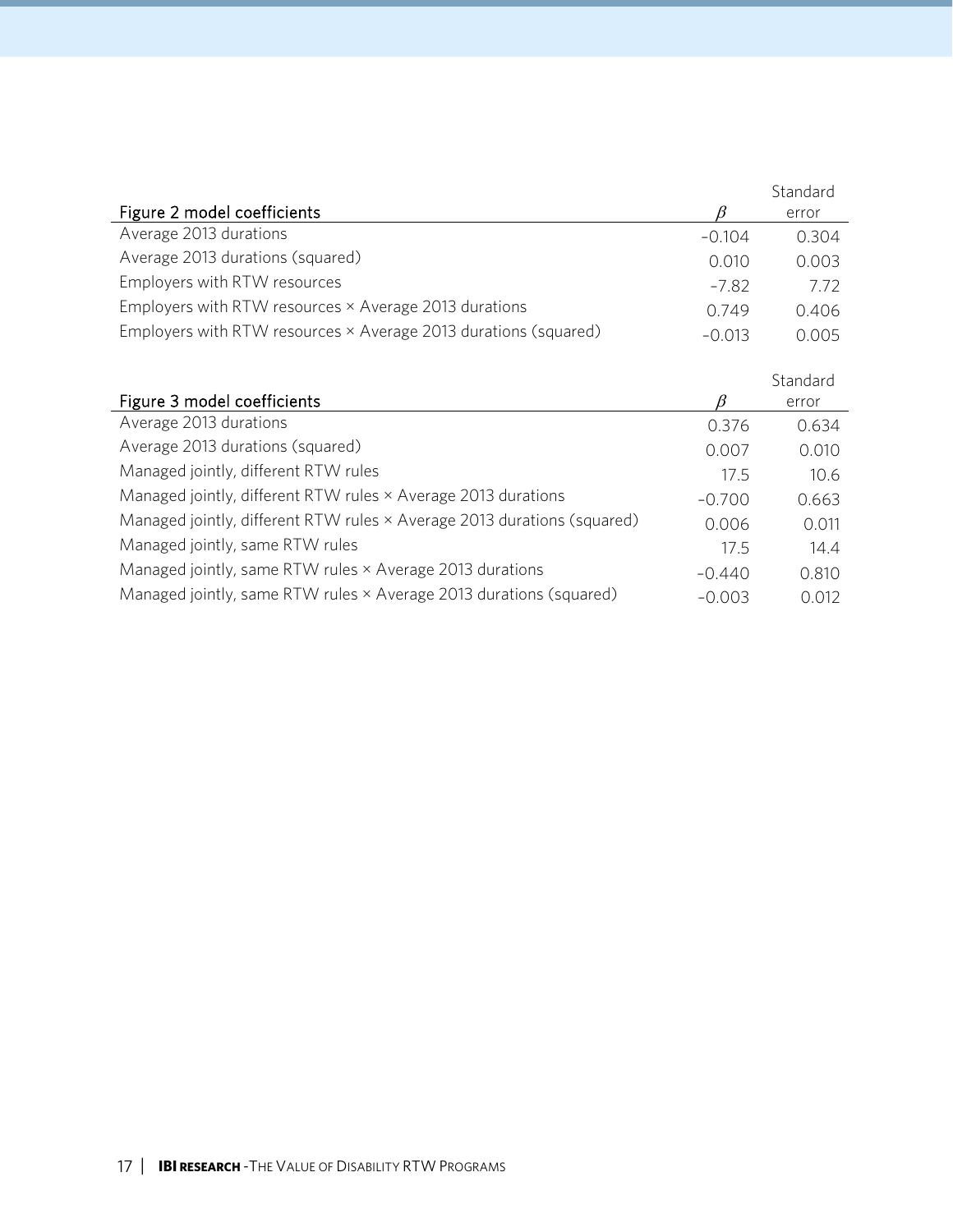| Figure 2 model coefficients | $\beta$ | Standard error |
|---|---|---|
| Average 2013 durations | −0.104 | 0.304 |
| Average 2013 durations (squared) | 0.010 | 0.003 |
| Employers with RTW resources | −7.82 | 7.72 |
| Employers with RTW resources × Average 2013 durations | 0.749 | 0.406 |
| Employers with RTW resources × Average 2013 durations (squared) | −0.013 | 0.005 |

| Figure 3 model coefficients | $\beta$ | Standard error |
|---|---|---|
| Average 2013 durations | 0.376 | 0.634 |
| Average 2013 durations (squared) | 0.007 | 0.010 |
| Managed jointly, different RTW rules | 17.5 | 10.6 |
| Managed jointly, different RTW rules × Average 2013 durations | −0.700 | 0.663 |
| Managed jointly, different RTW rules × Average 2013 durations (squared) | 0.006 | 0.011 |
| Managed jointly, same RTW rules | 17.5 | 14.4 |
| Managed jointly, same RTW rules × Average 2013 durations | −0.440 | 0.810 |
| Managed jointly, same RTW rules × Average 2013 durations (squared) | −0.003 | 0.012 |